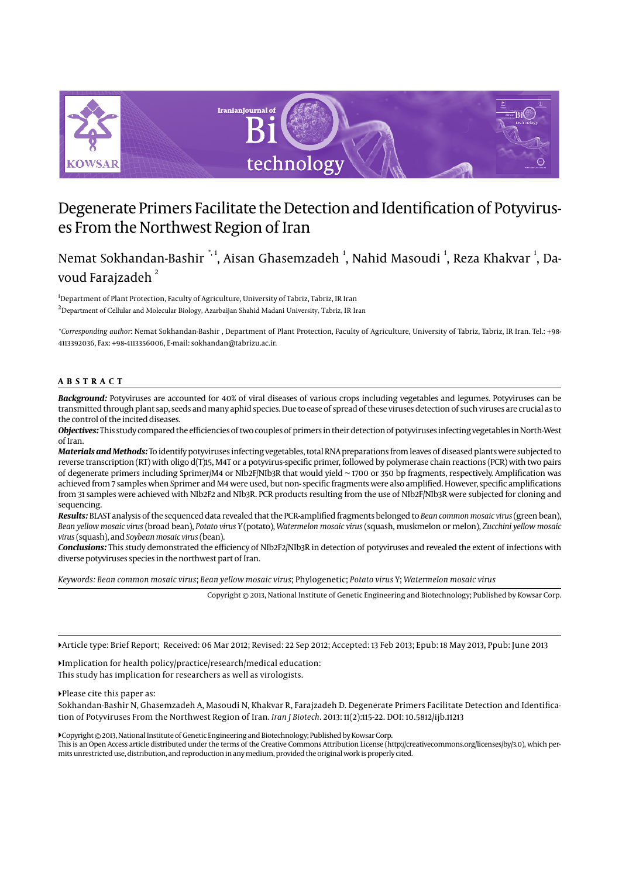# Degenerate Primers Facilitate the Detection and Identification of Potyviruses From the Northwest Region of Iran

Nemat Sokhandan-Bashir [*,1], Aisan Ghasemzadeh [1], Nahid Masoudi [1], Reza Khakvar [1], Davoud Farajzadeh [2]

[1]Department of Plant Protection, Faculty of Agriculture, University of Tabriz, Tabriz, IR Iran

[2]Department of Cellular and Molecular Biology, Azarbaijan Shahid Madani University, Tabriz, IR Iran

*Corresponding author: Nemat Sokhandan-Bashir , Department of Plant Protection, Faculty of Agriculture, University of Tabriz, Tabriz, IR Iran. Tel.: +98-4113392036, Fax: +98-4113356006, E-mail: sokhandan@tabrizu.ac.ir.

## ABSTRACT

**Background:** Potyviruses are accounted for 40% of viral diseases of various crops including vegetables and legumes. Potyviruses can be transmitted through plant sap, seeds and many aphid species. Due to ease of spread of these viruses detection of such viruses are crucial as to the control of the incited diseases.

**Objectives:** This study compared the efficiencies of two couples of primers in their detection of potyviruses infecting vegetables in North-West of Iran.

**Materials and Methods:** To identify potyviruses infecting vegetables, total RNA preparations from leaves of diseased plants were subjected to reverse transcription (RT) with oligo d(T)15, M4T or a potyvirus-specific primer, followed by polymerase chain reactions (PCR) with two pairs of degenerate primers including Sprimer/M4 or NIb2F/NIb3R that would yield ~ 1700 or 350 bp fragments, respectively. Amplification was achieved from 7 samples when Sprimer and M4 were used, but non- specific fragments were also amplified. However, specific amplifications from 31 samples were achieved with NIb2F2 and NIb3R. PCR products resulting from the use of NIb2F/NIb3R were subjected for cloning and sequencing.

**Results:** BLAST analysis of the sequenced data revealed that the PCR-amplified fragments belonged to *Bean common mosaic virus* (green bean), *Bean yellow mosaic virus* (broad bean), *Potato virus Y* (potato), *Watermelon mosaic virus* (squash, muskmelon or melon), *Zucchini yellow mosaic virus* (squash), and *Soybean mosaic virus* (bean).

**Conclusions:** This study demonstrated the efficiency of NIb2F2/NIb3R in detection of potyviruses and revealed the extent of infections with diverse potyviruses species in the northwest part of Iran.

*Keywords: Bean common mosaic virus*; *Bean yellow mosaic virus*; Phylogenetic; *Potato virus* Y; *Watermelon mosaic virus*

Copyright © 2013, National Institute of Genetic Engineering and Biotechnology; Published by Kowsar Corp.

---

▸Article type: Brief Report; Received: 06 Mar 2012; Revised: 22 Sep 2012; Accepted: 13 Feb 2013; Epub: 18 May 2013, Ppub: June 2013

▸Implication for health policy/practice/research/medical education:
This study has implication for researchers as well as virologists.

▸Please cite this paper as:
Sokhandan-Bashir N, Ghasemzadeh A, Masoudi N, Khakvar R, Farajzadeh D. Degenerate Primers Facilitate Detection and Identification of Potyviruses From the Northwest Region of Iran. *Iran J Biotech*. 2013: 11(2):115-22. DOI: 10.5812/ijb.11213

▸Copyright © 2013, National Institute of Genetic Engineering and Biotechnology; Published by Kowsar Corp.
This is an Open Access article distributed under the terms of the Creative Commons Attribution License (http://creativecommons.org/licenses/by/3.0), which permits unrestricted use, distribution, and reproduction in any medium, provided the original work is properly cited.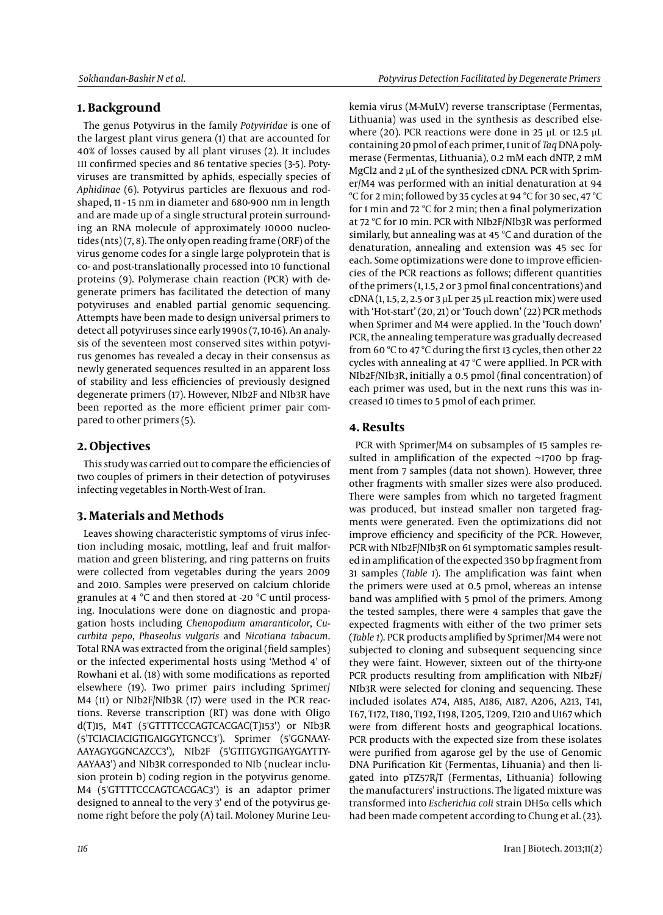## 1. Background

The genus Potyvirus in the family *Potyviridae* is one of the largest plant virus genera (1) that are accounted for 40% of losses caused by all plant viruses (2). It includes 111 confirmed species and 86 tentative species (3-5). Potyviruses are transmitted by aphids, especially species of *Aphidinae* (6). Potyvirus particles are flexuous and rod-shaped, 11 - 15 nm in diameter and 680-900 nm in length and are made up of a single structural protein surrounding an RNA molecule of approximately 10000 nucleotides (nts) (7, 8). The only open reading frame (ORF) of the virus genome codes for a single large polyprotein that is co- and post-translationally processed into 10 functional proteins (9). Polymerase chain reaction (PCR) with degenerate primers has facilitated the detection of many potyviruses and enabled partial genomic sequencing. Attempts have been made to design universal primers to detect all potyviruses since early 1990s (7, 10-16). An analysis of the seventeen most conserved sites within potyvirus genomes has revealed a decay in their consensus as newly generated sequences resulted in an apparent loss of stability and less efficiencies of previously designed degenerate primers (17). However, NIb2F and NIb3R have been reported as the more efficient primer pair compared to other primers (5).

## 2. Objectives

This study was carried out to compare the efficiencies of two couples of primers in their detection of potyviruses infecting vegetables in North-West of Iran.

## 3. Materials and Methods

Leaves showing characteristic symptoms of virus infection including mosaic, mottling, leaf and fruit malformation and green blistering, and ring patterns on fruits were collected from vegetables during the years 2009 and 2010. Samples were preserved on calcium chloride granules at 4 °C and then stored at -20 °C until processing. Inoculations were done on diagnostic and propagation hosts including *Chenopodium amaranticolor*, *Cucurbita pepo*, *Phaseolus vulgaris* and *Nicotiana tabacum*. Total RNA was extracted from the original (field samples) or the infected experimental hosts using 'Method 4' of Rowhani et al. (18) with some modifications as reported elsewhere (19). Two primer pairs including Sprimer/M4 (11) or NIb2F/NIb3R (17) were used in the PCR reactions. Reverse transcription (RT) was done with Oligo d(T)15, M4T (5'GTTTTCCCAGTCACGAC(T)153') or NIb3R (5'TCIACIACIGTIGAIGGYTGNCC3'). Sprimer (5'GGNAAYAAYAGYGGNCAZCC3'), NIb2F (5'GTITGYGTIGAYGAYTTYAAYAA3') and NIb3R corresponded to NIb (nuclear inclusion protein b) coding region in the potyvirus genome. M4 (5'GTTTTCCCAGTCACGAC3') is an adaptor primer designed to anneal to the very 3' end of the potyvirus genome right before the poly (A) tail. Moloney Murine Leukemia virus (M-MuLV) reverse transcriptase (Fermentas, Lithuania) was used in the synthesis as described elsewhere (20). PCR reactions were done in 25 µL or 12.5 µL containing 20 pmol of each primer, 1 unit of *Taq* DNA polymerase (Fermentas, Lithuania), 0.2 mM each dNTP, 2 mM MgCl2 and 2 µL of the synthesized cDNA. PCR with Sprimer/M4 was performed with an initial denaturation at 94 °C for 2 min; followed by 35 cycles at 94 °C for 30 sec, 47 °C for 1 min and 72 °C for 2 min; then a final polymerization at 72 °C for 10 min. PCR with NIb2F/NIb3R was performed similarly, but annealing was at 45 °C and duration of the denaturation, annealing and extension was 45 sec for each. Some optimizations were done to improve efficiencies of the PCR reactions as follows; different quantities of the primers (1, 1.5, 2 or 3 pmol final concentrations) and cDNA (1, 1.5, 2, 2.5 or 3 µL per 25 µL reaction mix) were used with 'Hot-start' (20, 21) or 'Touch down' (22) PCR methods when Sprimer and M4 were applied. In the 'Touch down' PCR, the annealing temperature was gradually decreased from 60 °C to 47 °C during the first 13 cycles, then other 22 cycles with annealing at 47 °C were appllied. In PCR with NIb2F/NIb3R, initially a 0.5 pmol (final concentration) of each primer was used, but in the next runs this was increased 10 times to 5 pmol of each primer.

## 4. Results

PCR with Sprimer/M4 on subsamples of 15 samples resulted in amplification of the expected ~1700 bp fragment from 7 samples (data not shown). However, three other fragments with smaller sizes were also produced. There were samples from which no targeted fragment was produced, but instead smaller non targeted fragments were generated. Even the optimizations did not improve efficiency and specificity of the PCR. However, PCR with NIb2F/NIb3R on 61 symptomatic samples resulted in amplification of the expected 350 bp fragment from 31 samples (*Table 1*). The amplification was faint when the primers were used at 0.5 pmol, whereas an intense band was amplified with 5 pmol of the primers. Among the tested samples, there were 4 samples that gave the expected fragments with either of the two primer sets (*Table 1*). PCR products amplified by Sprimer/M4 were not subjected to cloning and subsequent sequencing since they were faint. However, sixteen out of the thirty-one PCR products resulting from amplification with NIb2F/NIb3R were selected for cloning and sequencing. These included isolates A74, A185, A186, A187, A206, A213, T41, T67, T172, T180, T192, T198, T205, T209, T210 and U167 which were from different hosts and geographical locations. PCR products with the expected size from these isolates were purified from agarose gel by the use of Genomic DNA Purification Kit (Fermentas, Lihuania) and then ligated into pTZ57R/T (Fermentas, Lithuania) following the manufacturers' instructions. The ligated mixture was transformed into *Escherichia coli* strain DH5α cells which had been made competent according to Chung et al. (23).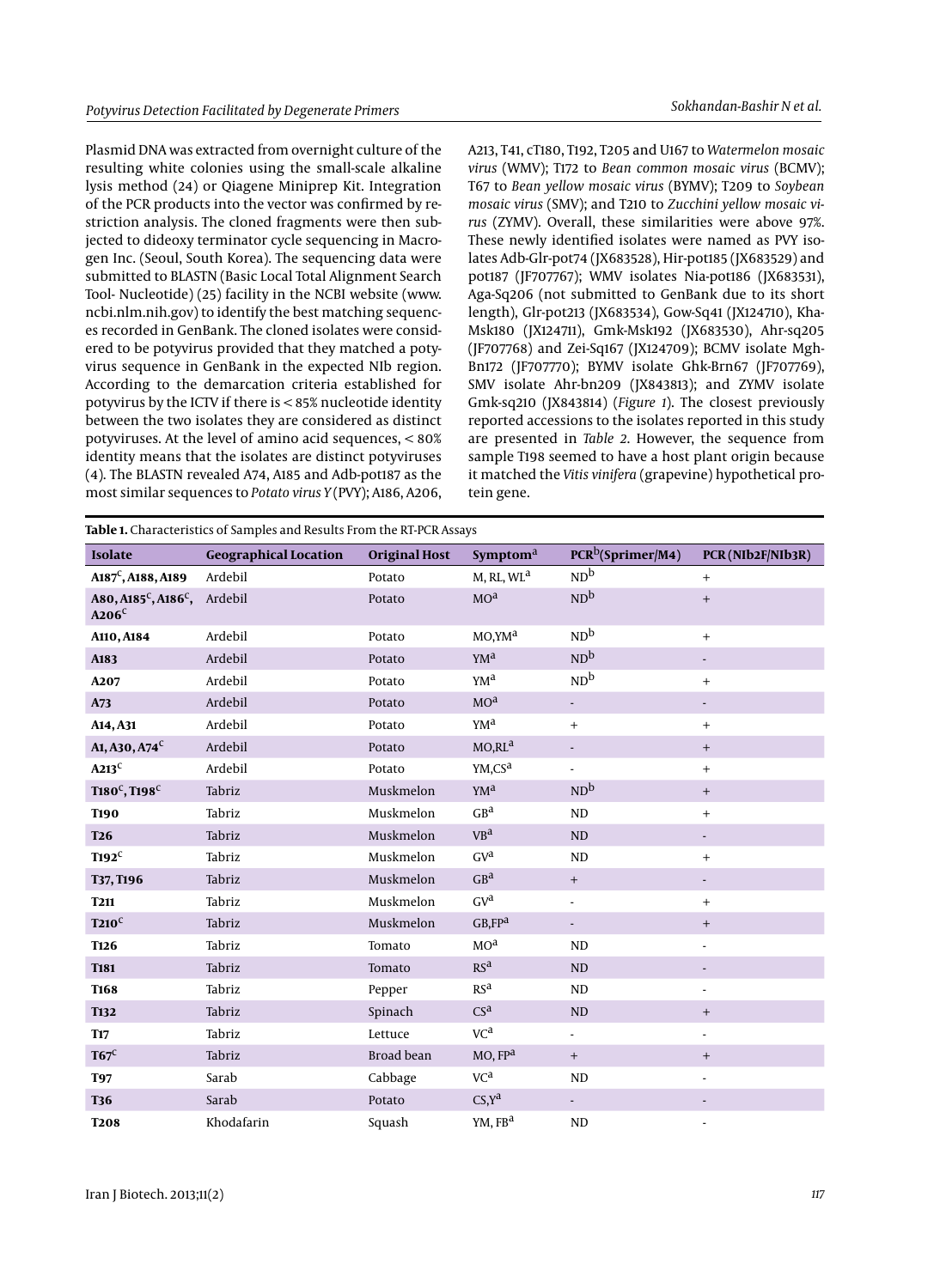Plasmid DNA was extracted from overnight culture of the resulting white colonies using the small-scale alkaline lysis method (24) or Qiagene Miniprep Kit. Integration of the PCR products into the vector was confirmed by restriction analysis. The cloned fragments were then subjected to dideoxy terminator cycle sequencing in Macrogen Inc. (Seoul, South Korea). The sequencing data were submitted to BLASTN (Basic Local Total Alignment Search Tool- Nucleotide) (25) facility in the NCBI website (www.ncbi.nlm.nih.gov) to identify the best matching sequences recorded in GenBank. The cloned isolates were considered to be potyvirus provided that they matched a potyvirus sequence in GenBank in the expected NIb region. According to the demarcation criteria established for potyvirus by the ICTV if there is < 85% nucleotide identity between the two isolates they are considered as distinct potyviruses. At the level of amino acid sequences, < 80% identity means that the isolates are distinct potyviruses (4). The BLASTN revealed A74, A185 and Adb-pot187 as the most similar sequences to *Potato virus Y* (PVY); A186, A206, A213, T41, cT180, T192, T205 and U167 to *Watermelon mosaic virus* (WMV); T172 to *Bean common mosaic virus* (BCMV); T67 to *Bean yellow mosaic virus* (BYMV); T209 to *Soybean mosaic virus* (SMV); and T210 to *Zucchini yellow mosaic virus* (ZYMV). Overall, these similarities were above 97%. These newly identified isolates were named as PVY isolates Adb-Glr-pot74 (JX683528), Hir-pot185 (JX683529) and pot187 (JF707767); WMV isolates Nia-pot186 (JX683531), Aga-Sq206 (not submitted to GenBank due to its short length), Glr-pot213 (JX683534), Gow-Sq41 (JX124710), Kha-Msk180 (JX124711), Gmk-Msk192 (JX683530), Ahr-sq205 (JF707768) and Zei-Sq167 (JX124709); BCMV isolate Mgh-Bn172 (JF707770); BYMV isolate Ghk-Brn67 (JF707769), SMV isolate Ahr-bn209 (JX843813); and ZYMV isolate Gmk-sq210 (JX843814) (*Figure 1*). The closest previously reported accessions to the isolates reported in this study are presented in *Table 2*. However, the sequence from sample T198 seemed to have a host plant origin because it matched the *Vitis vinifera* (grapevine) hypothetical protein gene.

**Table 1.** Characteristics of Samples and Results From the RT-PCR Assays

| Isolate | Geographical Location | Original Host | Symptom[a] | PCR[b](Sprimer/M4) | PCR (NIb2F/NIb3R) |
|---|---|---|---|---|---|
| A187[c], A188, A189 | Ardebil | Potato | M, RL, WL[a] | ND[b] | + |
| A80, A185[c], A186[c], A206[c] | Ardebil | Potato | MO[a] | ND[b] | + |
| A110, A184 | Ardebil | Potato | MO,YM[a] | ND[b] | + |
| A183 | Ardebil | Potato | YM[a] | ND[b] | - |
| A207 | Ardebil | Potato | YM[a] | ND[b] | + |
| A73 | Ardebil | Potato | MO[a] | - | - |
| A14, A31 | Ardebil | Potato | YM[a] | + | + |
| A1, A30, A74[c] | Ardebil | Potato | MO,RL[a] | - | + |
| A213[c] | Ardebil | Potato | YM,CS[a] | - | + |
| T180[c], T198[c] | Tabriz | Muskmelon | YM[a] | ND[b] | + |
| T190 | Tabriz | Muskmelon | GB[a] | ND | + |
| T26 | Tabriz | Muskmelon | VB[a] | ND | - |
| T192[c] | Tabriz | Muskmelon | GV[a] | ND | + |
| T37, T196 | Tabriz | Muskmelon | GB[a] | + | - |
| T211 | Tabriz | Muskmelon | GV[a] | - | + |
| T210[c] | Tabriz | Muskmelon | GB,FP[a] | - | + |
| T126 | Tabriz | Tomato | MO[a] | ND | - |
| T181 | Tabriz | Tomato | RS[a] | ND | - |
| T168 | Tabriz | Pepper | RS[a] | ND | - |
| T132 | Tabriz | Spinach | CS[a] | ND | + |
| T17 | Tabriz | Lettuce | VC[a] | - | - |
| T67[c] | Tabriz | Broad bean | MO, FP[a] | + | + |
| T97 | Sarab | Cabbage | VC[a] | ND | - |
| T36 | Sarab | Potato | CS,Y[a] | - | - |
| T208 | Khodafarin | Squash | YM, FB[a] | ND | - |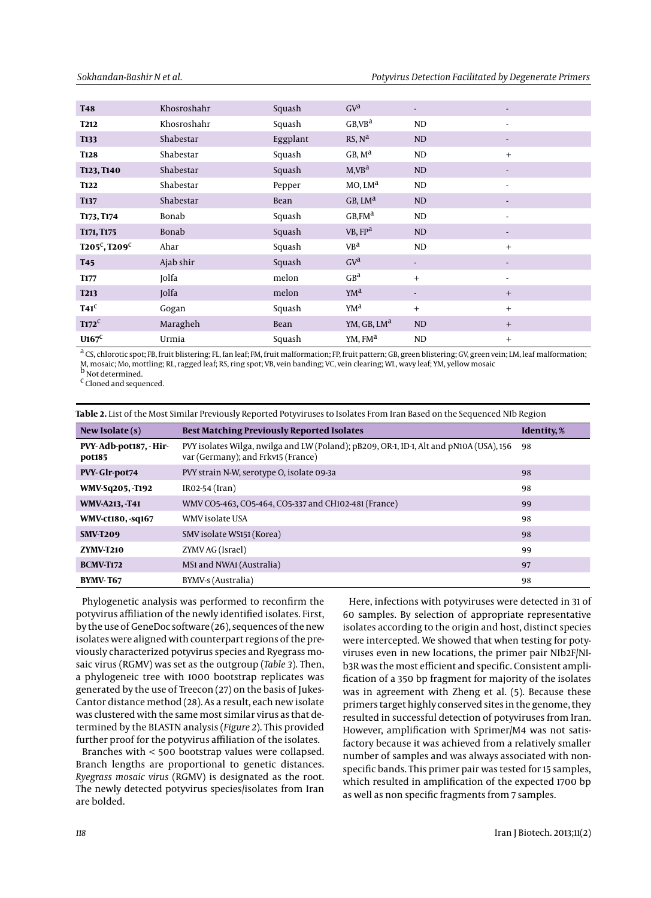| | | | | | |
|---|---|---|---|---|---|
| **T48** | Khosroshahr | Squash | GV[a] | - | - |
| **T212** | Khosroshahr | Squash | GB,VB[a] | ND | - |
| **T133** | Shabestar | Eggplant | RS, N[a] | ND | - |
| **T128** | Shabestar | Squash | GB, M[a] | ND | + |
| **T123, T140** | Shabestar | Squash | M,VB[a] | ND | - |
| **T122** | Shabestar | Pepper | MO, LM[a] | ND | - |
| **T137** | Shabestar | Bean | GB, LM[a] | ND | - |
| **T173, T174** | Bonab | Squash | GB,FM[a] | ND | - |
| **T171, T175** | Bonab | Squash | VB, FP[a] | ND | - |
| **T205[c], T209[c]** | Ahar | Squash | VB[a] | ND | + |
| **T45** | Ajab shir | Squash | GV[a] | - | - |
| **T177** | Jolfa | melon | GB[a] | + | - |
| **T213** | Jolfa | melon | YM[a] | - | + |
| **T41[c]** | Gogan | Squash | YM[a] | + | + |
| **T172[c]** | Maragheh | Bean | YM, GB, LM[a] | ND | + |
| **U167[c]** | Urmia | Squash | YM, FM[a] | ND | + |

[a] CS, chlorotic spot; FB, fruit blistering; FL, fan leaf; FM, fruit malformation; FP, fruit pattern; GB, green blistering; GV, green vein; LM, leaf malformation; M, mosaic; Mo, mottling; RL, ragged leaf; RS, ring spot; VB, vein banding; VC, vein clearing; WL, wavy leaf; YM, yellow mosaic

[b] Not determined.

[c] Cloned and sequenced.

**Table 2.** List of the Most Similar Previously Reported Potyviruses to Isolates From Iran Based on the Sequenced NIb Region

| New Isolate (s) | Best Matching Previously Reported Isolates | Identity, % |
|---|---|---|
| **PVY-Adb-pot187, -Hir-pot185** | PVY isolates Wilga, nwilga and LW (Poland); pB209, OR-1, ID-1, Alt and pN10A (USA), 156 var (Germany); and Frkv15 (France) | 98 |
| **PVY-Glr-pot74** | PVY strain N-W, serotype O, isolate 09-3a | 98 |
| **WMV-Sq205, -T192** | IR02-54 (Iran) | 98 |
| **WMV-A213, -T41** | WMV CO5-463, CO5-464, CO5-337 and CH102-481 (France) | 99 |
| **WMV-ct180, -sq167** | WMV isolate USA | 98 |
| **SMV-T209** | SMV isolate WS151 (Korea) | 98 |
| **ZYMV-T210** | ZYMV AG (Israel) | 99 |
| **BCMV-T172** | MS1 and NWA1 (Australia) | 97 |
| **BYMV-T67** | BYMV-s (Australia) | 98 |

Phylogenetic analysis was performed to reconfirm the potyvirus affiliation of the newly identified isolates. First, by the use of GeneDoc software (26), sequences of the new isolates were aligned with counterpart regions of the previously characterized potyvirus species and Ryegrass mosaic virus (RGMV) was set as the outgroup (*Table 3*). Then, a phylogeneic tree with 1000 bootstrap replicates was generated by the use of Treecon (27) on the basis of Jukes-Cantor distance method (28). As a result, each new isolate was clustered with the same most similar virus as that determined by the BLASTN analysis (*Figure 2*). This provided further proof for the potyvirus affiliation of the isolates.

Branches with < 500 bootstrap values were collapsed. Branch lengths are proportional to genetic distances. *Ryegrass mosaic virus* (RGMV) is designated as the root. The newly detected potyvirus species/isolates from Iran are bolded.

Here, infections with potyviruses were detected in 31 of 60 samples. By selection of appropriate representative isolates according to the origin and host, distinct species were intercepted. We showed that when testing for potyviruses even in new locations, the primer pair NIb2F/NIb3R was the most efficient and specific. Consistent amplification of a 350 bp fragment for majority of the isolates was in agreement with Zheng et al. (5). Because these primers target highly conserved sites in the genome, they resulted in successful detection of potyviruses from Iran. However, amplification with Sprimer/M4 was not satisfactory because it was achieved from a relatively smaller number of samples and was always associated with nonspecific bands. This primer pair was tested for 15 samples, which resulted in amplification of the expected 1700 bp as well as non specific fragments from 7 samples.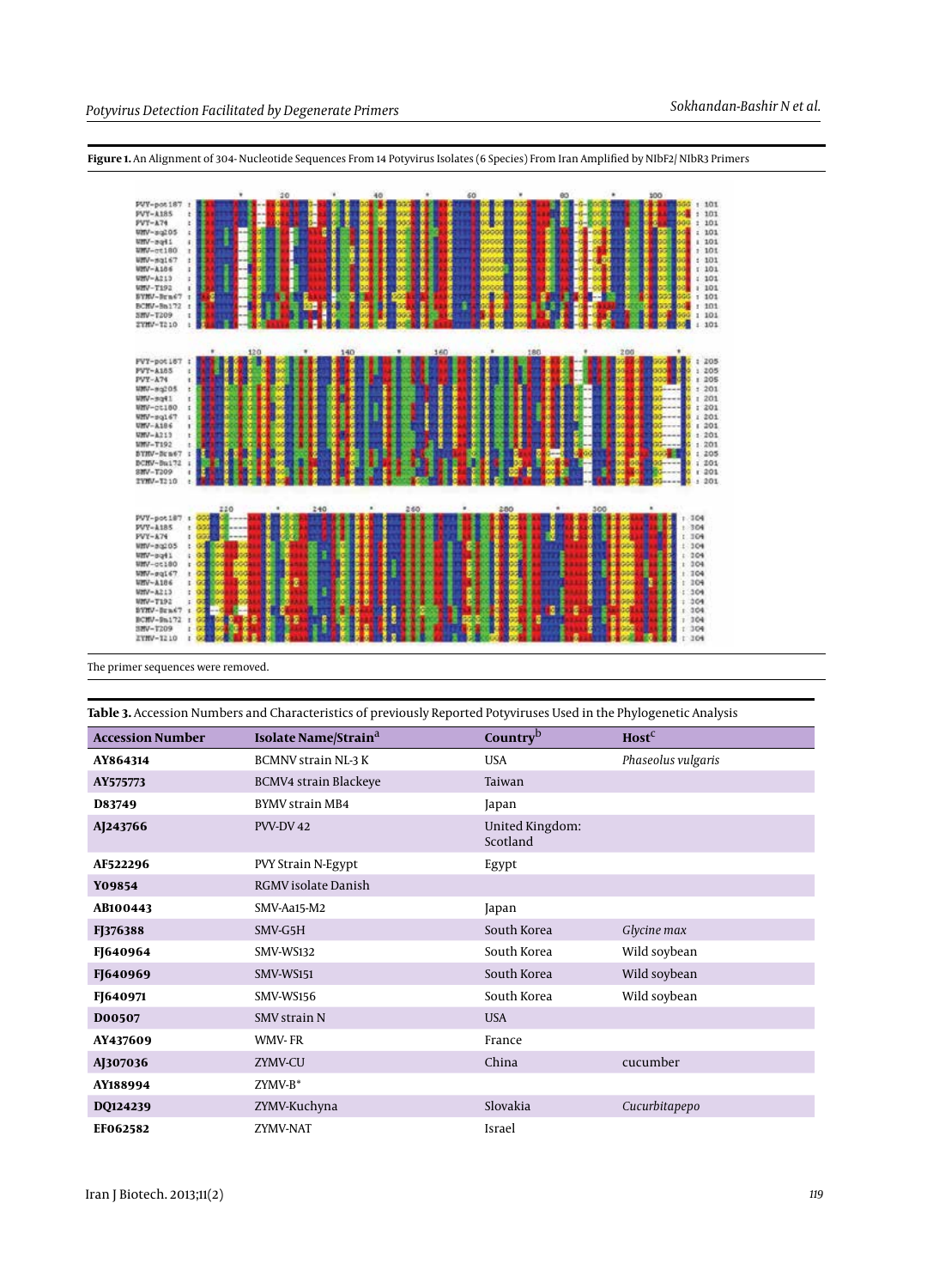**Figure 1.** An Alignment of 304- Nucleotide Sequences From 14 Potyvirus Isolates (6 Species) From Iran Amplified by NIbF2/ NIbR3 Primers

The primer sequences were removed.

**Table 3.** Accession Numbers and Characteristics of previously Reported Potyviruses Used in the Phylogenetic Analysis

| Accession Number | Isolate Name/Strain[a] | Country[b] | Host[c] |
|---|---|---|---|
| AY864314 | BCMNV strain NL-3 K | USA | *Phaseolus vulgaris* |
| AY575773 | BCMV4 strain Blackeye | Taiwan | |
| D83749 | BYMV strain MB4 | Japan | |
| AJ243766 | PVV-DV 42 | United Kingdom: Scotland | |
| AF522296 | PVY Strain N-Egypt | Egypt | |
| Y09854 | RGMV isolate Danish | | |
| AB100443 | SMV-Aa15-M2 | Japan | |
| FJ376388 | SMV-G5H | South Korea | *Glycine max* |
| FJ640964 | SMV-WS132 | South Korea | Wild soybean |
| FJ640969 | SMV-WS151 | South Korea | Wild soybean |
| FJ640971 | SMV-WS156 | South Korea | Wild soybean |
| D00507 | SMV strain N | USA | |
| AY437609 | WMV- FR | France | |
| AJ307036 | ZYMV-CU | China | cucumber |
| AY188994 | ZYMV-B* | | |
| DQ124239 | ZYMV-Kuchyna | Slovakia | *Cucurbitapepo* |
| EF062582 | ZYMV-NAT | Israel | |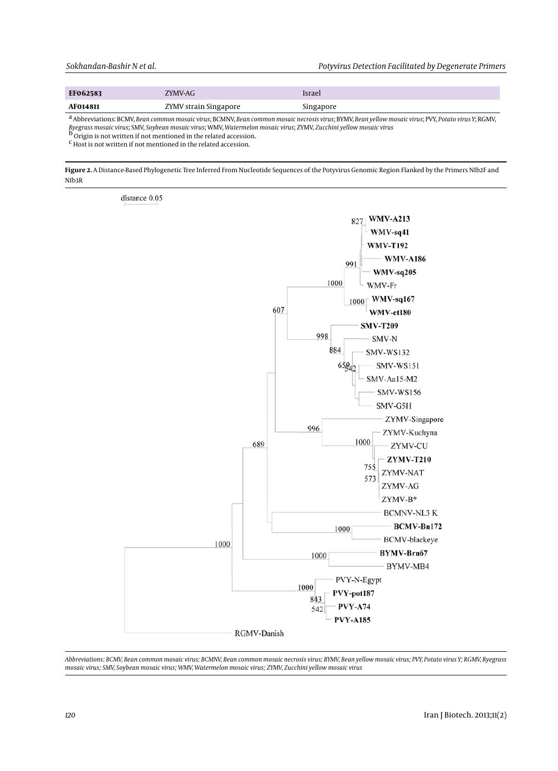| EF062583 | ZYMV-AG | Israel |
|---|---|---|
| AF014811 | ZYMV strain Singapore | Singapore |

[a] Abbreviations: BCMV, *Bean common mosaic virus*; BCMNV, *Bean common mosaic necrosis virus*; BYMV, *Bean yellow mosaic virus*; PVY, *Potato virus Y*; RGMV, *Ryegrass mosaic virus*; SMV, *Soybean mosaic virus*; WMV, *Watermelon mosaic virus*; ZYMV, *Zucchini yellow mosaic virus*

[b] Origin is not written if not mentioned in the related accession.

[c] Host is not written if not mentioned in the related accession.

**Figure 2.** A Distance-Based Phylogenetic Tree Inferred From Nucleotide Sequences of the Potyvirus Genomic Region Flanked by the Primers NIb2F and NIb3R

*Abbreviations: BCMV, Bean common mosaic virus; BCMNV, Bean common mosaic necrosis virus; BYMV, Bean yellow mosaic virus; PVY, Potato virus Y; RGMV, Ryegrass mosaic virus; SMV, Soybean mosaic virus; WMV, Watermelon mosaic virus; ZYMV, Zucchini yellow mosaic virus*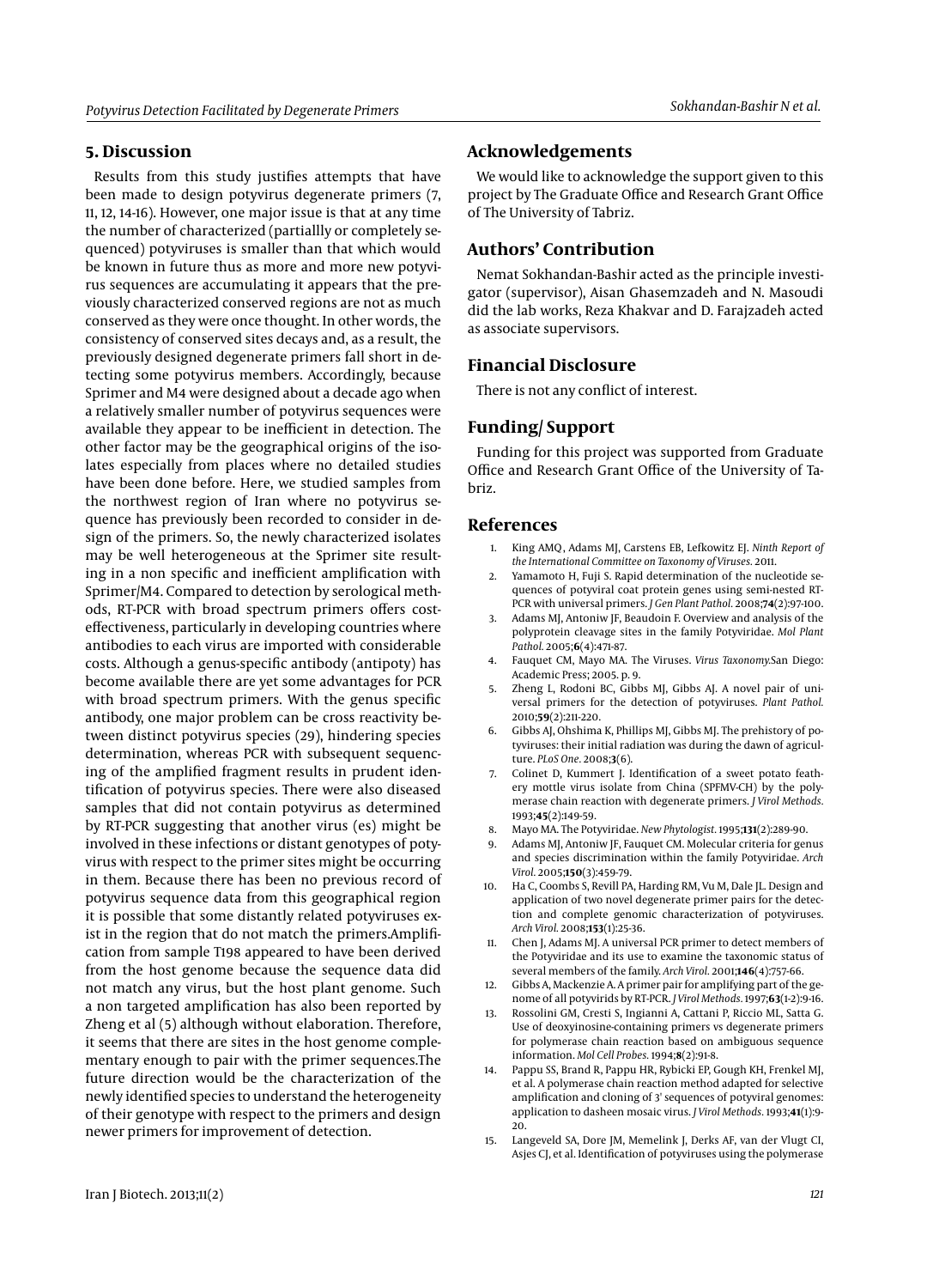## 5. Discussion

Results from this study justifies attempts that have been made to design potyvirus degenerate primers (7, 11, 12, 14-16). However, one major issue is that at any time the number of characterized (partiallly or completely sequenced) potyviruses is smaller than that which would be known in future thus as more and more new potyvirus sequences are accumulating it appears that the previously characterized conserved regions are not as much conserved as they were once thought. In other words, the consistency of conserved sites decays and, as a result, the previously designed degenerate primers fall short in detecting some potyvirus members. Accordingly, because Sprimer and M4 were designed about a decade ago when a relatively smaller number of potyvirus sequences were available they appear to be inefficient in detection. The other factor may be the geographical origins of the isolates especially from places where no detailed studies have been done before. Here, we studied samples from the northwest region of Iran where no potyvirus sequence has previously been recorded to consider in design of the primers. So, the newly characterized isolates may be well heterogeneous at the Sprimer site resulting in a non specific and inefficient amplification with Sprimer/M4. Compared to detection by serological methods, RT-PCR with broad spectrum primers offers cost-effectiveness, particularly in developing countries where antibodies to each virus are imported with considerable costs. Although a genus-specific antibody (antipoty) has become available there are yet some advantages for PCR with broad spectrum primers. With the genus specific antibody, one major problem can be cross reactivity between distinct potyvirus species (29), hindering species determination, whereas PCR with subsequent sequencing of the amplified fragment results in prudent identification of potyvirus species. There were also diseased samples that did not contain potyvirus as determined by RT-PCR suggesting that another virus (es) might be involved in these infections or distant genotypes of potyvirus with respect to the primer sites might be occurring in them. Because there has been no previous record of potyvirus sequence data from this geographical region it is possible that some distantly related potyviruses exist in the region that do not match the primers.Amplification from sample T198 appeared to have been derived from the host genome because the sequence data did not match any virus, but the host plant genome. Such a non targeted amplification has also been reported by Zheng et al (5) althouigh without elaboration. Therefore, it seems that there are sites in the host genome complementary enough to pair with the primer sequences.The future direction would be the characterization of the newly identified species to understand the heterogeneity of their genotype with respect to the primers and design newer primers for improvement of detection.

## Acknowledgements

We would like to acknowledge the support given to this project by The Graduate Office and Research Grant Office of The University of Tabriz.

## Authors' Contribution

Nemat Sokhandan-Bashir acted as the principle investigator (supervisor), Aisan Ghasemzadeh and N. Masoudi did the lab works, Reza Khakvar and D. Farajzadeh acted as associate supervisors.

## Financial Disclosure

There is not any conflict of interest.

## Funding/ Support

Funding for this project was supported from Graduate Office and Research Grant Office of the University of Tabriz.

## References

1. King AMQ, Adams MJ, Carstens EB, Lefkowitz EJ. *Ninth Report of the International Committee on Taxonomy of Viruses*. 2011.
2. Yamamoto H, Fuji S. Rapid determination of the nucleotide sequences of potyviral coat protein genes using semi-nested RT-PCR with universal primers. *J Gen Plant Pathol*. 2008;**74**(2):97-100.
3. Adams MJ, Antoniw JF, Beaudoin F. Overview and analysis of the polyprotein cleavage sites in the family Potyviridae. *Mol Plant Pathol*. 2005;**6**(4):471-87.
4. Fauquet CM, Mayo MA. The Viruses. *Virus Taxonomy*.San Diego: Academic Press; 2005. p. 9.
5. Zheng L, Rodoni BC, Gibbs MJ, Gibbs AJ. A novel pair of universal primers for the detection of potyviruses. *Plant Pathol*. 2010;**59**(2):211-220.
6. Gibbs AJ, Ohshima K, Phillips MJ, Gibbs MJ. The prehistory of potyviruses: their initial radiation was during the dawn of agriculture. *PLoS One*. 2008;**3**(6).
7. Colinet D, Kummert J. Identification of a sweet potato feathery mottle virus isolate from China (SPFMV-CH) by the polymerase chain reaction with degenerate primers. *J Virol Methods*. 1993;**45**(2):149-59.
8. Mayo MA. The Potyviridae. *New Phytologist*. 1995;**131**(2):289-90.
9. Adams MJ, Antoniw JF, Fauquet CM. Molecular criteria for genus and species discrimination within the family Potyviridae. *Arch Virol*. 2005;**150**(3):459-79.
10. Ha C, Coombs S, Revill PA, Harding RM, Vu M, Dale JL. Design and application of two novel degenerate primer pairs for the detection and complete genomic characterization of potyviruses. *Arch Virol*. 2008;**153**(1):25-36.
11. Chen J, Adams MJ. A universal PCR primer to detect members of the Potyviridae and its use to examine the taxonomic status of several members of the family. *Arch Virol*. 2001;**146**(4):757-66.
12. Gibbs A, Mackenzie A. A primer pair for amplifying part of the genome of all potyvirids by RT-PCR. *J Virol Methods*. 1997;**63**(1-2):9-16.
13. Rossolini GM, Cresti S, Ingianni A, Cattani P, Riccio ML, Satta G. Use of deoxyinosine-containing primers vs degenerate primers for polymerase chain reaction based on ambiguous sequence information. *Mol Cell Probes*. 1994;**8**(2):91-8.
14. Pappu SS, Brand R, Pappu HR, Rybicki EP, Gough KH, Frenkel MJ, et al. A polymerase chain reaction method adapted for selective amplification and cloning of 3' sequences of potyviral genomes: application to dasheen mosaic virus. *J Virol Methods*. 1993;**41**(1):9-20.
15. Langeveld SA, Dore JM, Memelink J, Derks AF, van der Vlugt CI, Asjes CJ, et al. Identification of potyviruses using the polymerase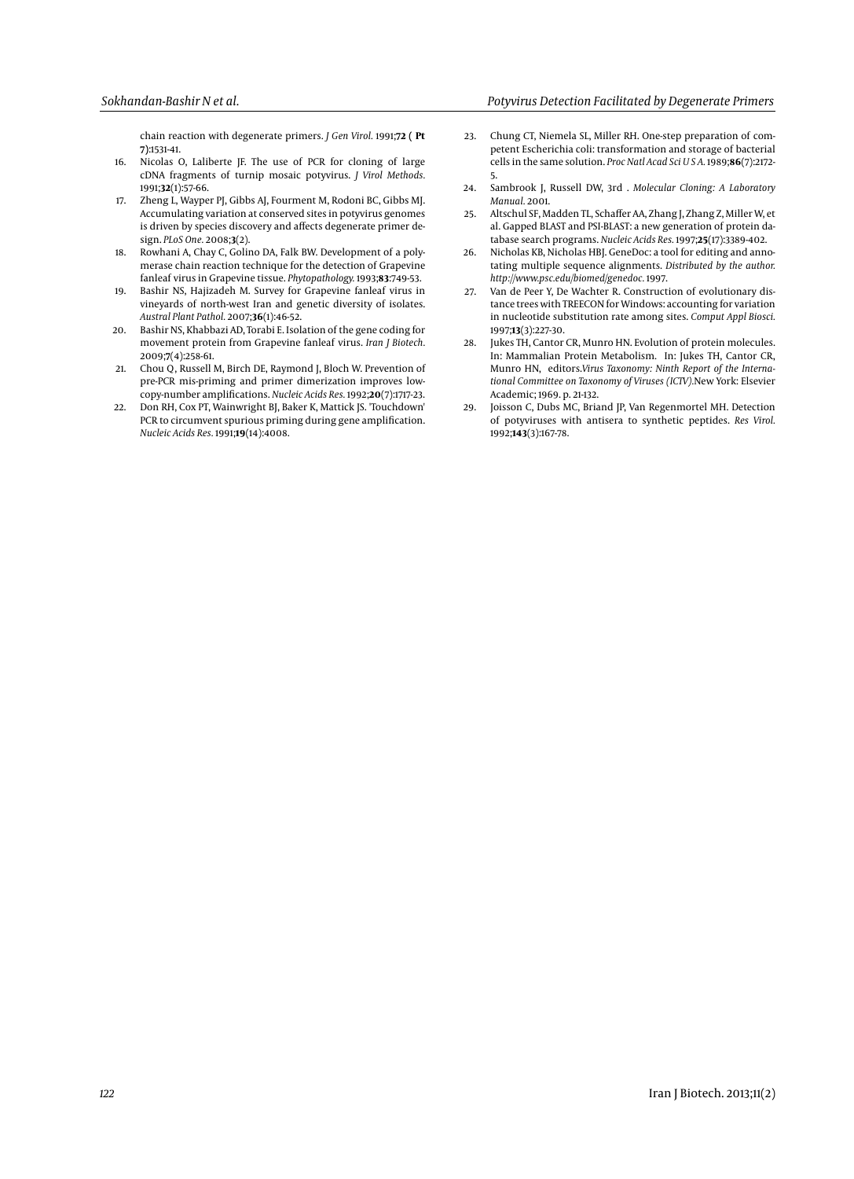chain reaction with degenerate primers. *J Gen Virol.* 1991;**72 ( Pt 7)**:1531-41.

16. Nicolas O, Laliberte JF. The use of PCR for cloning of large cDNA fragments of turnip mosaic potyvirus. *J Virol Methods.* 1991;**32**(1):57-66.
17. Zheng L, Wayper PJ, Gibbs AJ, Fourment M, Rodoni BC, Gibbs MJ. Accumulating variation at conserved sites in potyvirus genomes is driven by species discovery and affects degenerate primer design. *PLoS One.* 2008;**3**(2).
18. Rowhani A, Chay C, Golino DA, Falk BW. Development of a polymerase chain reaction technique for the detection of Grapevine fanleaf virus in Grapevine tissue. *Phytopathology.* 1993;**83**:749-53.
19. Bashir NS, Hajizadeh M. Survey for Grapevine fanleaf virus in vineyards of north-west Iran and genetic diversity of isolates. *Austral Plant Pathol.* 2007;**36**(1):46-52.
20. Bashir NS, Khabbazi AD, Torabi E. Isolation of the gene coding for movement protein from Grapevine fanleaf virus. *Iran J Biotech.* 2009;**7**(4):258-61.
21. Chou Q, Russell M, Birch DE, Raymond J, Bloch W. Prevention of pre-PCR mis-priming and primer dimerization improves low-copy-number amplifications. *Nucleic Acids Res.* 1992;**20**(7):1717-23.
22. Don RH, Cox PT, Wainwright BJ, Baker K, Mattick JS. 'Touchdown' PCR to circumvent spurious priming during gene amplification. *Nucleic Acids Res.* 1991;**19**(14):4008.
23. Chung CT, Niemela SL, Miller RH. One-step preparation of competent Escherichia coli: transformation and storage of bacterial cells in the same solution. *Proc Natl Acad Sci U S A.* 1989;**86**(7):2172-5.
24. Sambrook J, Russell DW, 3rd . *Molecular Cloning: A Laboratory Manual.* 2001.
25. Altschul SF, Madden TL, Schaffer AA, Zhang J, Zhang Z, Miller W, et al. Gapped BLAST and PSI-BLAST: a new generation of protein database search programs. *Nucleic Acids Res.* 1997;**25**(17):3389-402.
26. Nicholas KB, Nicholas HBJ. GeneDoc: a tool for editing and annotating multiple sequence alignments. *Distributed by the author. http://www.psc.edu/biomed/genedoc.* 1997.
27. Van de Peer Y, De Wachter R. Construction of evolutionary distance trees with TREECON for Windows: accounting for variation in nucleotide substitution rate among sites. *Comput Appl Biosci.* 1997;**13**(3):227-30.
28. Jukes TH, Cantor CR, Munro HN. Evolution of protein molecules. In: Mammalian Protein Metabolism. In: Jukes TH, Cantor CR, Munro HN, editors.*Virus Taxonomy: Ninth Report of the International Committee on Taxonomy of Viruses (ICTV)*.New York: Elsevier Academic; 1969. p. 21-132.
29. Joisson C, Dubs MC, Briand JP, Van Regenmortel MH. Detection of potyviruses with antisera to synthetic peptides. *Res Virol.* 1992;**143**(3):167-78.